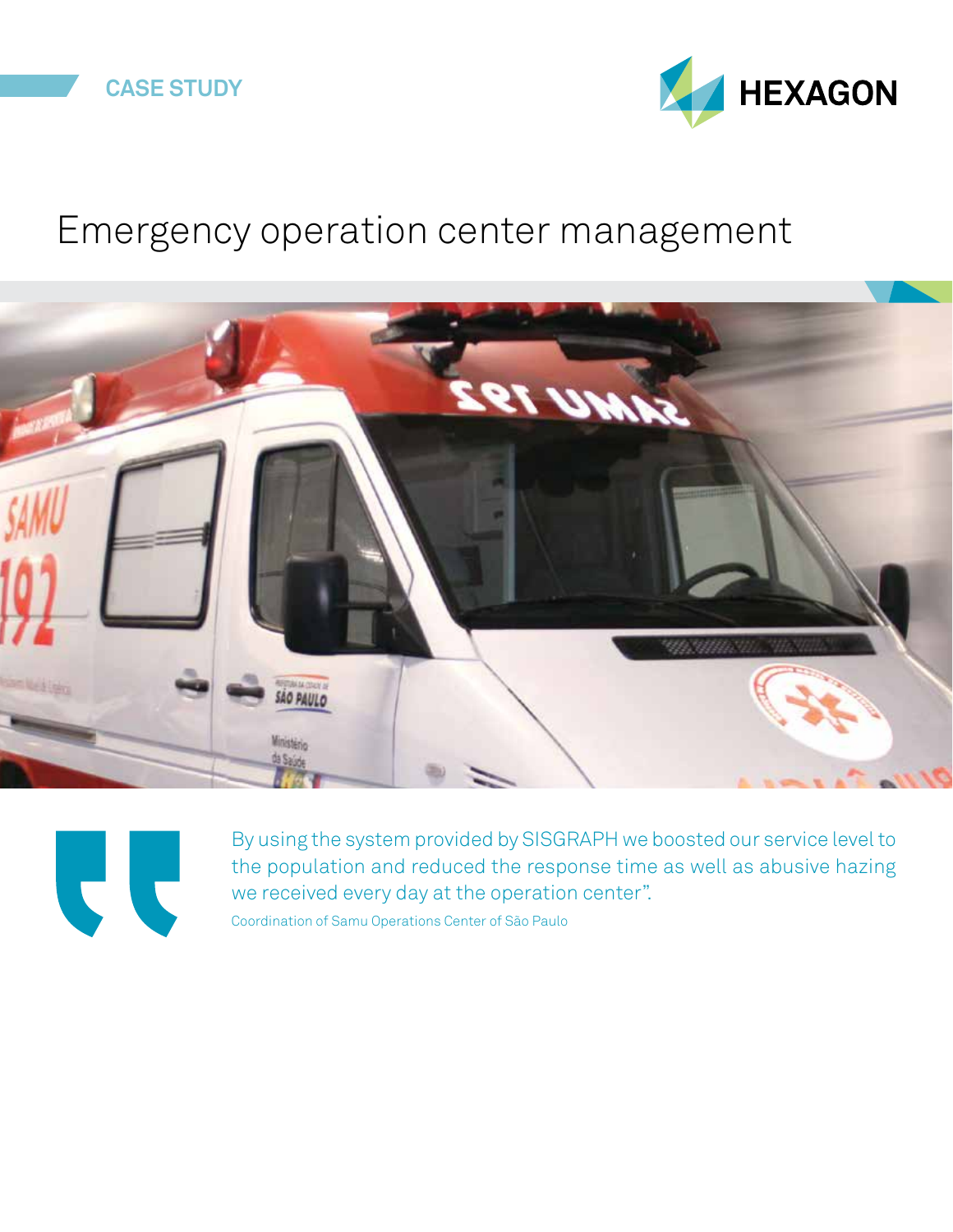CASE STUDY

# Emergency operation center management

> By using the system provided by SISGRAPH we boosted our service level to the population and reduced the response time as well as abusive hazing we received every day at the operation center".
>
> Coordination of Samu Operations Center of São Paulo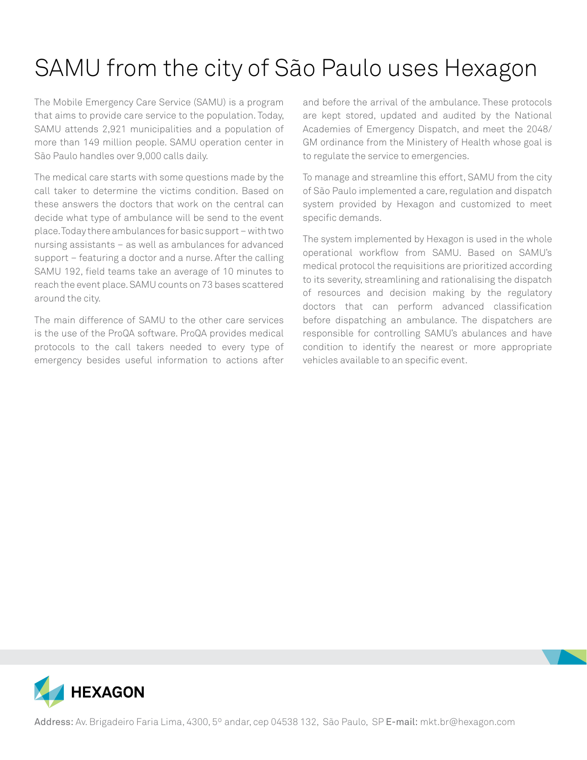# SAMU from the city of São Paulo uses Hexagon

The Mobile Emergency Care Service (SAMU) is a program that aims to provide care service to the population. Today, SAMU attends 2,921 municipalities and a population of more than 149 million people. SAMU operation center in São Paulo handles over 9,000 calls daily.

The medical care starts with some questions made by the call taker to determine the victims condition. Based on these answers the doctors that work on the central can decide what type of ambulance will be send to the event place. Today there ambulances for basic support – with two nursing assistants – as well as ambulances for advanced support – featuring a doctor and a nurse. After the calling SAMU 192, field teams take an average of 10 minutes to reach the event place. SAMU counts on 73 bases scattered around the city.

The main difference of SAMU to the other care services is the use of the ProQA software. ProQA provides medical protocols to the call takers needed to every type of emergency besides useful information to actions after and before the arrival of the ambulance. These protocols are kept stored, updated and audited by the National Academies of Emergency Dispatch, and meet the 2048/GM ordinance from the Ministery of Health whose goal is to regulate the service to emergencies.

To manage and streamline this effort, SAMU from the city of São Paulo implemented a care, regulation and dispatch system provided by Hexagon and customized to meet specific demands.

The system implemented by Hexagon is used in the whole operational workflow from SAMU. Based on SAMU's medical protocol the requisitions are prioritized according to its severity, streamlining and rationalising the dispatch of resources and decision making by the regulatory doctors that can perform advanced classification before dispatching an ambulance. The dispatchers are responsible for controlling SAMU's abulances and have condition to identify the nearest or more appropriate vehicles available to an specific event.

HEXAGON

Address: Av. Brigadeiro Faria Lima, 4300, 5º andar, cep 04538 132, São Paulo, SP E-mail: mkt.br@hexagon.com